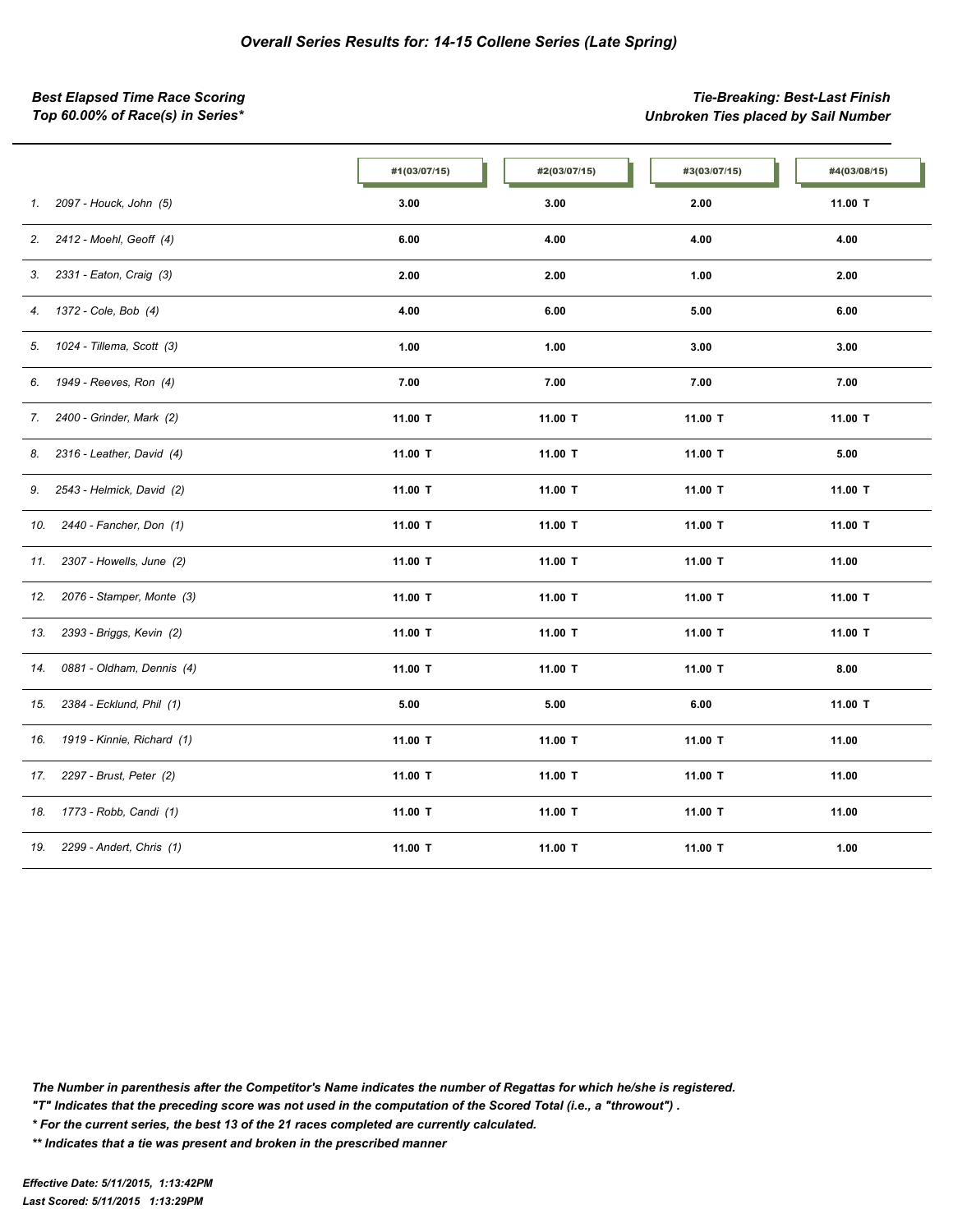# *Overall Series Results for: 14-15 Collene Series (Late Spring)*

***Best Elapsed Time Race Scoring***
***Top 60.00% of Race(s) in Series****

***Tie-Breaking: Best-Last Finish***
***Unbroken Ties placed by Sail Number***

| | #1(03/07/15) | #2(03/07/15) | #3(03/07/15) | #4(03/08/15) |
|---|---|---|---|---|
| *1. 2097 - Houck, John (5)* | 3.00 | 3.00 | 2.00 | 11.00 T |
| *2. 2412 - Moehl, Geoff (4)* | 6.00 | 4.00 | 4.00 | 4.00 |
| *3. 2331 - Eaton, Craig (3)* | 2.00 | 2.00 | 1.00 | 2.00 |
| *4. 1372 - Cole, Bob (4)* | 4.00 | 6.00 | 5.00 | 6.00 |
| *5. 1024 - Tillema, Scott (3)* | 1.00 | 1.00 | 3.00 | 3.00 |
| *6. 1949 - Reeves, Ron (4)* | 7.00 | 7.00 | 7.00 | 7.00 |
| *7. 2400 - Grinder, Mark (2)* | 11.00 T | 11.00 T | 11.00 T | 11.00 T |
| *8. 2316 - Leather, David (4)* | 11.00 T | 11.00 T | 11.00 T | 5.00 |
| *9. 2543 - Helmick, David (2)* | 11.00 T | 11.00 T | 11.00 T | 11.00 T |
| *10. 2440 - Fancher, Don (1)* | 11.00 T | 11.00 T | 11.00 T | 11.00 T |
| *11. 2307 - Howells, June (2)* | 11.00 T | 11.00 T | 11.00 T | 11.00 |
| *12. 2076 - Stamper, Monte (3)* | 11.00 T | 11.00 T | 11.00 T | 11.00 T |
| *13. 2393 - Briggs, Kevin (2)* | 11.00 T | 11.00 T | 11.00 T | 11.00 T |
| *14. 0881 - Oldham, Dennis (4)* | 11.00 T | 11.00 T | 11.00 T | 8.00 |
| *15. 2384 - Ecklund, Phil (1)* | 5.00 | 5.00 | 6.00 | 11.00 T |
| *16. 1919 - Kinnie, Richard (1)* | 11.00 T | 11.00 T | 11.00 T | 11.00 |
| *17. 2297 - Brust, Peter (2)* | 11.00 T | 11.00 T | 11.00 T | 11.00 |
| *18. 1773 - Robb, Candi (1)* | 11.00 T | 11.00 T | 11.00 T | 11.00 |
| *19. 2299 - Andert, Chris (1)* | 11.00 T | 11.00 T | 11.00 T | 1.00 |

***The Number in parenthesis after the Competitor's Name indicates the number of Regattas for which he/she is registered.***
***"T" Indicates that the preceding score was not used in the computation of the Scored Total (i.e., a "throwout") .***
***\* For the current series, the best 13 of the 21 races completed are currently calculated.***
***\*\* Indicates that a tie was present and broken in the prescribed manner***

***Effective Date: 5/11/2015, 1:13:42PM***
***Last Scored: 5/11/2015 1:13:29PM***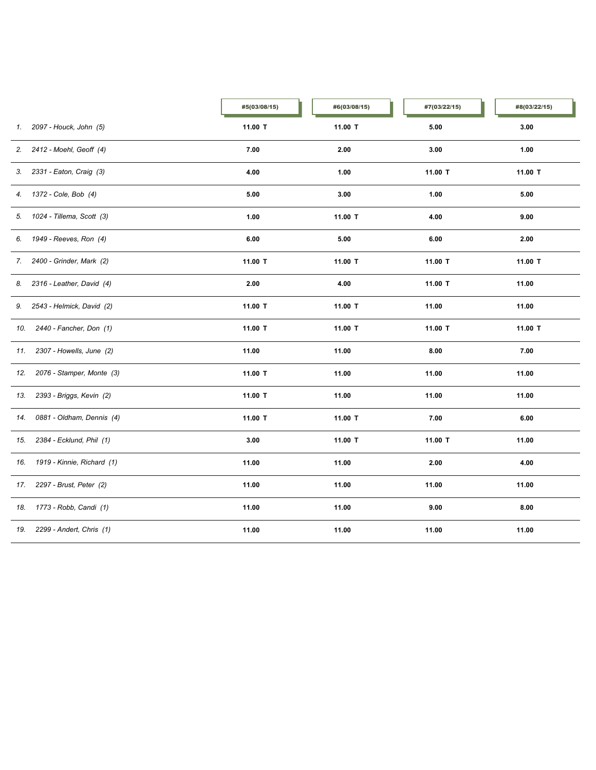| | #5(03/08/15) | #6(03/08/15) | #7(03/22/15) | #8(03/22/15) |
|---|---|---|---|---|
| *1. 2097 - Houck, John (5)* | **11.00 T** | **11.00 T** | **5.00** | **3.00** |
| *2. 2412 - Moehl, Geoff (4)* | **7.00** | **2.00** | **3.00** | **1.00** |
| *3. 2331 - Eaton, Craig (3)* | **4.00** | **1.00** | **11.00 T** | **11.00 T** |
| *4. 1372 - Cole, Bob (4)* | **5.00** | **3.00** | **1.00** | **5.00** |
| *5. 1024 - Tillema, Scott (3)* | **1.00** | **11.00 T** | **4.00** | **9.00** |
| *6. 1949 - Reeves, Ron (4)* | **6.00** | **5.00** | **6.00** | **2.00** |
| *7. 2400 - Grinder, Mark (2)* | **11.00 T** | **11.00 T** | **11.00 T** | **11.00 T** |
| *8. 2316 - Leather, David (4)* | **2.00** | **4.00** | **11.00 T** | **11.00** |
| *9. 2543 - Helmick, David (2)* | **11.00 T** | **11.00 T** | **11.00** | **11.00** |
| *10. 2440 - Fancher, Don (1)* | **11.00 T** | **11.00 T** | **11.00 T** | **11.00 T** |
| *11. 2307 - Howells, June (2)* | **11.00** | **11.00** | **8.00** | **7.00** |
| *12. 2076 - Stamper, Monte (3)* | **11.00 T** | **11.00** | **11.00** | **11.00** |
| *13. 2393 - Briggs, Kevin (2)* | **11.00 T** | **11.00** | **11.00** | **11.00** |
| *14. 0881 - Oldham, Dennis (4)* | **11.00 T** | **11.00 T** | **7.00** | **6.00** |
| *15. 2384 - Ecklund, Phil (1)* | **3.00** | **11.00 T** | **11.00 T** | **11.00** |
| *16. 1919 - Kinnie, Richard (1)* | **11.00** | **11.00** | **2.00** | **4.00** |
| *17. 2297 - Brust, Peter (2)* | **11.00** | **11.00** | **11.00** | **11.00** |
| *18. 1773 - Robb, Candi (1)* | **11.00** | **11.00** | **9.00** | **8.00** |
| *19. 2299 - Andert, Chris (1)* | **11.00** | **11.00** | **11.00** | **11.00** |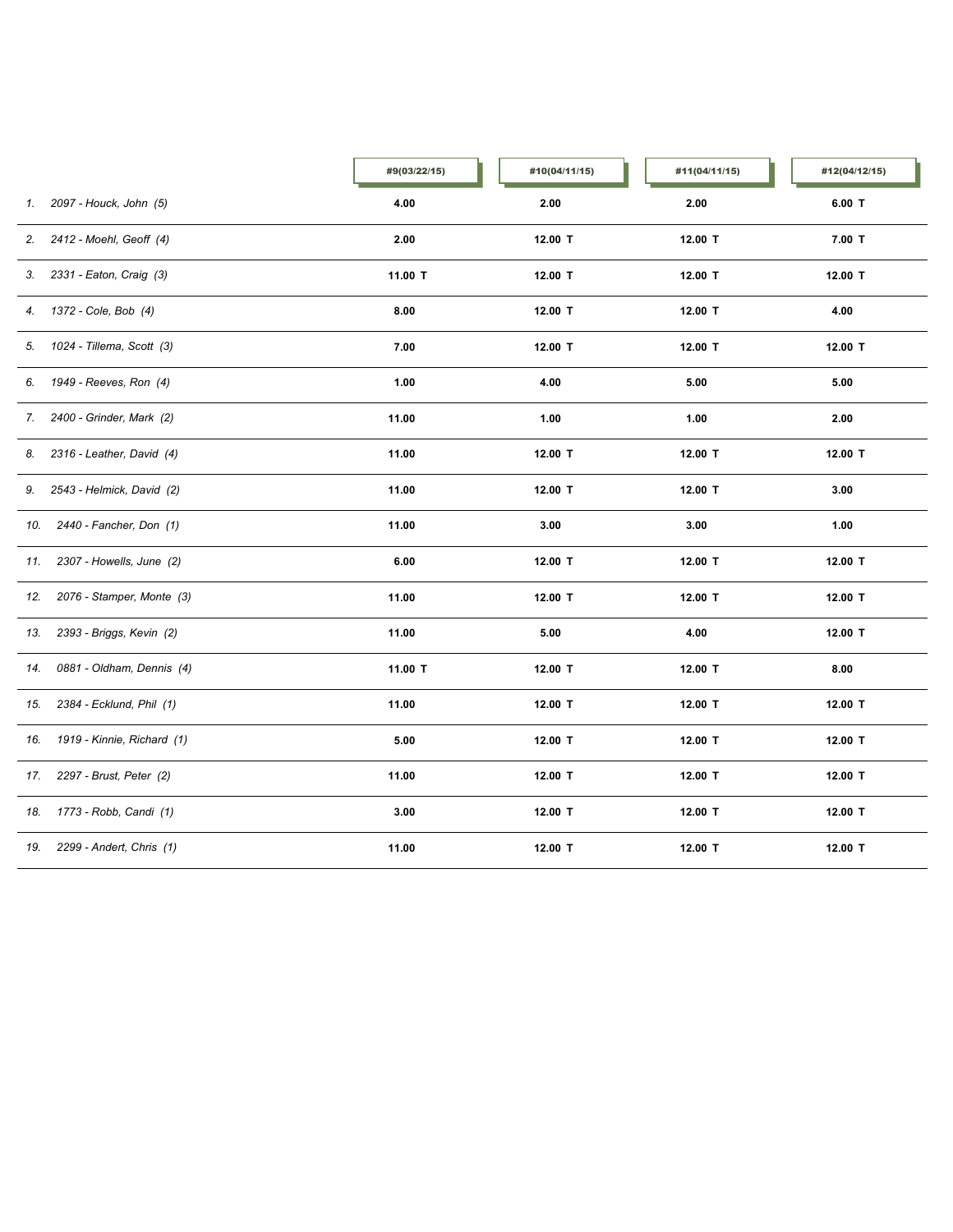| | #9(03/22/15) | #10(04/11/15) | #11(04/11/15) | #12(04/12/15) |
|---|---|---|---|---|
| *1. 2097 - Houck, John (5)* | **4.00** | **2.00** | **2.00** | **6.00 T** |
| *2. 2412 - Moehl, Geoff (4)* | **2.00** | **12.00 T** | **12.00 T** | **7.00 T** |
| *3. 2331 - Eaton, Craig (3)* | **11.00 T** | **12.00 T** | **12.00 T** | **12.00 T** |
| *4. 1372 - Cole, Bob (4)* | **8.00** | **12.00 T** | **12.00 T** | **4.00** |
| *5. 1024 - Tillema, Scott (3)* | **7.00** | **12.00 T** | **12.00 T** | **12.00 T** |
| *6. 1949 - Reeves, Ron (4)* | **1.00** | **4.00** | **5.00** | **5.00** |
| *7. 2400 - Grinder, Mark (2)* | **11.00** | **1.00** | **1.00** | **2.00** |
| *8. 2316 - Leather, David (4)* | **11.00** | **12.00 T** | **12.00 T** | **12.00 T** |
| *9. 2543 - Helmick, David (2)* | **11.00** | **12.00 T** | **12.00 T** | **3.00** |
| *10. 2440 - Fancher, Don (1)* | **11.00** | **3.00** | **3.00** | **1.00** |
| *11. 2307 - Howells, June (2)* | **6.00** | **12.00 T** | **12.00 T** | **12.00 T** |
| *12. 2076 - Stamper, Monte (3)* | **11.00** | **12.00 T** | **12.00 T** | **12.00 T** |
| *13. 2393 - Briggs, Kevin (2)* | **11.00** | **5.00** | **4.00** | **12.00 T** |
| *14. 0881 - Oldham, Dennis (4)* | **11.00 T** | **12.00 T** | **12.00 T** | **8.00** |
| *15. 2384 - Ecklund, Phil (1)* | **11.00** | **12.00 T** | **12.00 T** | **12.00 T** |
| *16. 1919 - Kinnie, Richard (1)* | **5.00** | **12.00 T** | **12.00 T** | **12.00 T** |
| *17. 2297 - Brust, Peter (2)* | **11.00** | **12.00 T** | **12.00 T** | **12.00 T** |
| *18. 1773 - Robb, Candi (1)* | **3.00** | **12.00 T** | **12.00 T** | **12.00 T** |
| *19. 2299 - Andert, Chris (1)* | **11.00** | **12.00 T** | **12.00 T** | **12.00 T** |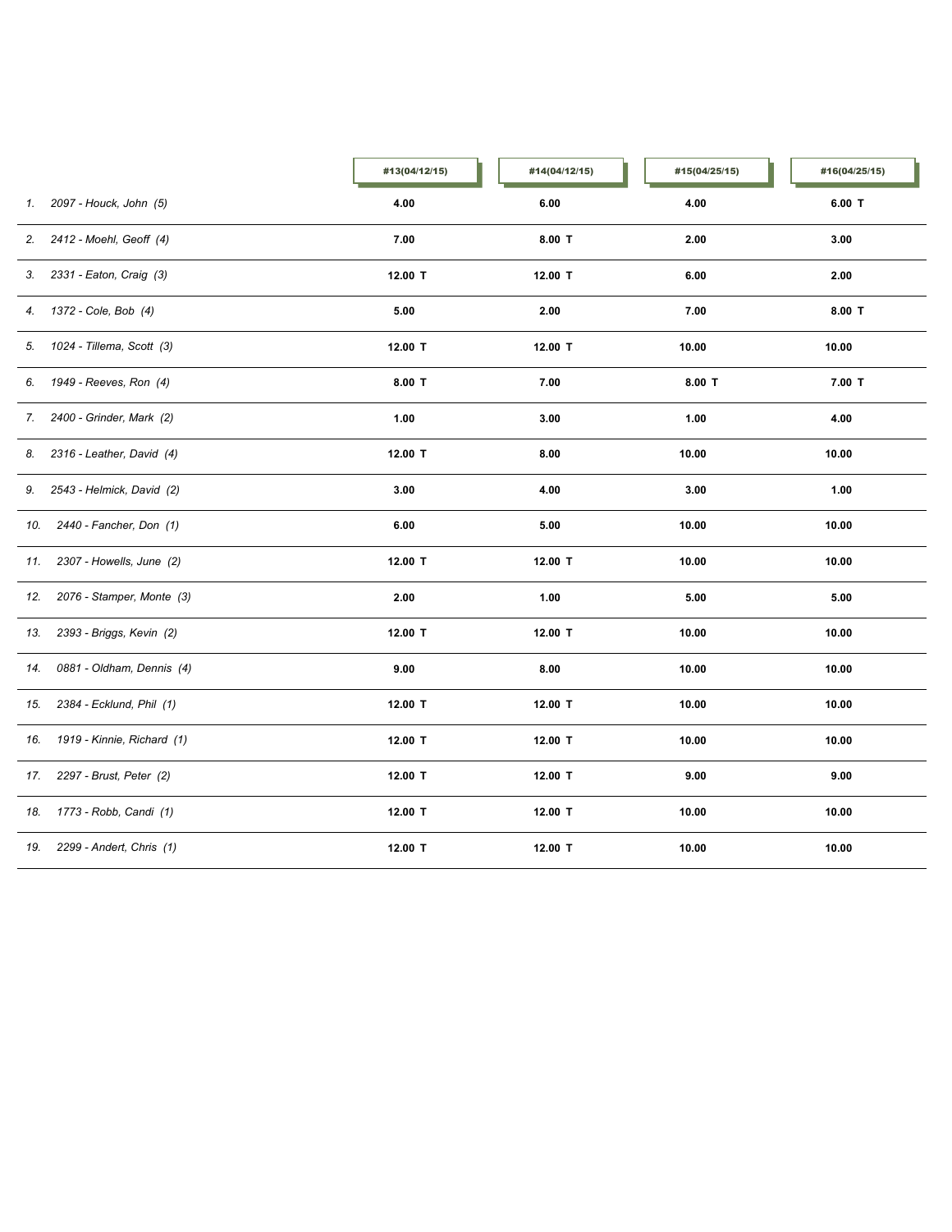| | #13(04/12/15) | #14(04/12/15) | #15(04/25/15) | #16(04/25/15) |
|---|---|---|---|---|
| *1. 2097 - Houck, John (5)* | **4.00** | **6.00** | **4.00** | **6.00 T** |
| *2. 2412 - Moehl, Geoff (4)* | **7.00** | **8.00 T** | **2.00** | **3.00** |
| *3. 2331 - Eaton, Craig (3)* | **12.00 T** | **12.00 T** | **6.00** | **2.00** |
| *4. 1372 - Cole, Bob (4)* | **5.00** | **2.00** | **7.00** | **8.00 T** |
| *5. 1024 - Tillema, Scott (3)* | **12.00 T** | **12.00 T** | **10.00** | **10.00** |
| *6. 1949 - Reeves, Ron (4)* | **8.00 T** | **7.00** | **8.00 T** | **7.00 T** |
| *7. 2400 - Grinder, Mark (2)* | **1.00** | **3.00** | **1.00** | **4.00** |
| *8. 2316 - Leather, David (4)* | **12.00 T** | **8.00** | **10.00** | **10.00** |
| *9. 2543 - Helmick, David (2)* | **3.00** | **4.00** | **3.00** | **1.00** |
| *10. 2440 - Fancher, Don (1)* | **6.00** | **5.00** | **10.00** | **10.00** |
| *11. 2307 - Howells, June (2)* | **12.00 T** | **12.00 T** | **10.00** | **10.00** |
| *12. 2076 - Stamper, Monte (3)* | **2.00** | **1.00** | **5.00** | **5.00** |
| *13. 2393 - Briggs, Kevin (2)* | **12.00 T** | **12.00 T** | **10.00** | **10.00** |
| *14. 0881 - Oldham, Dennis (4)* | **9.00** | **8.00** | **10.00** | **10.00** |
| *15. 2384 - Ecklund, Phil (1)* | **12.00 T** | **12.00 T** | **10.00** | **10.00** |
| *16. 1919 - Kinnie, Richard (1)* | **12.00 T** | **12.00 T** | **10.00** | **10.00** |
| *17. 2297 - Brust, Peter (2)* | **12.00 T** | **12.00 T** | **9.00** | **9.00** |
| *18. 1773 - Robb, Candi (1)* | **12.00 T** | **12.00 T** | **10.00** | **10.00** |
| *19. 2299 - Andert, Chris (1)* | **12.00 T** | **12.00 T** | **10.00** | **10.00** |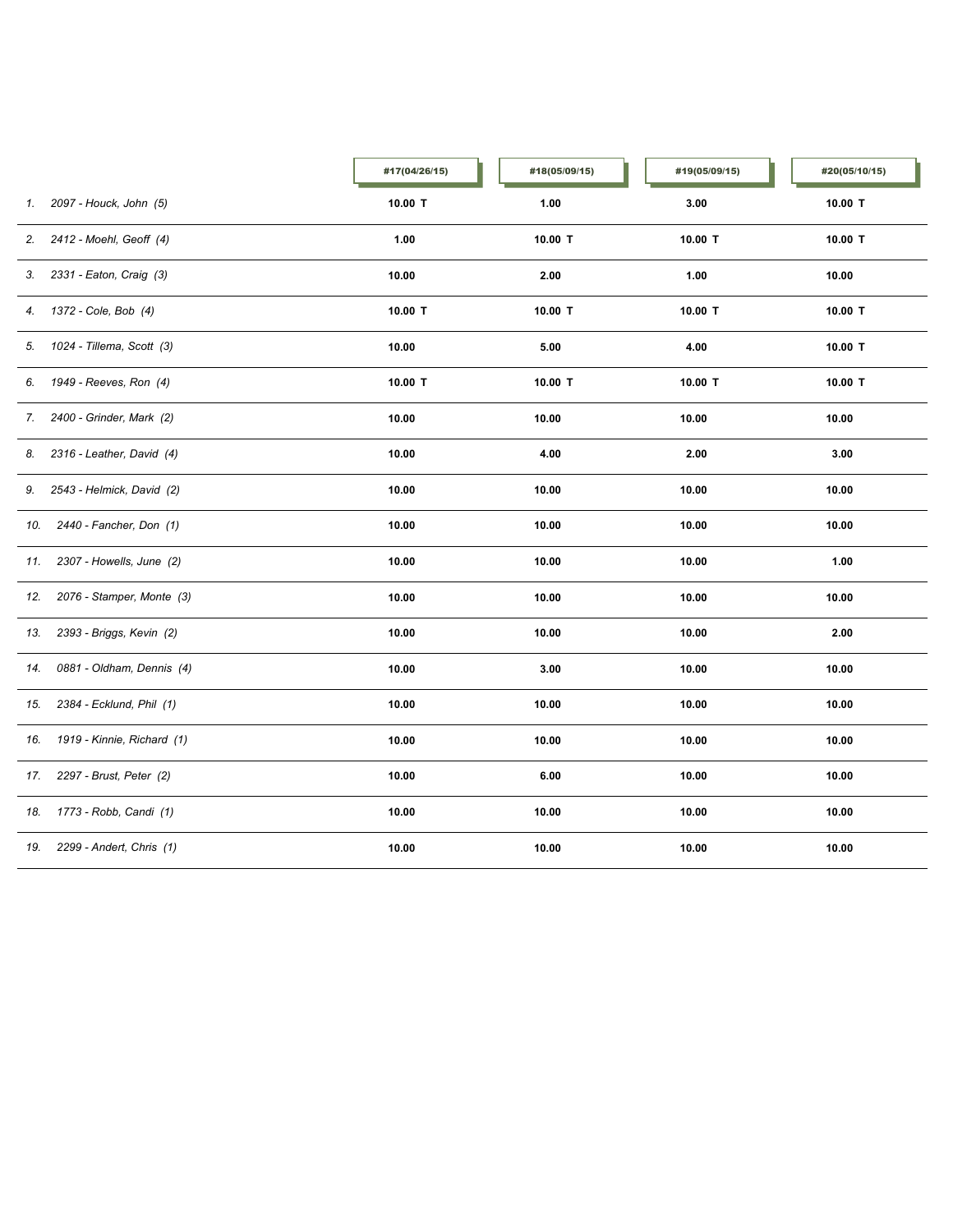| | #17(04/26/15) | #18(05/09/15) | #19(05/09/15) | #20(05/10/15) |
|---|---|---|---|---|
| *1. 2097 - Houck, John (5)* | **10.00 T** | **1.00** | **3.00** | **10.00 T** |
| *2. 2412 - Moehl, Geoff (4)* | **1.00** | **10.00 T** | **10.00 T** | **10.00 T** |
| *3. 2331 - Eaton, Craig (3)* | **10.00** | **2.00** | **1.00** | **10.00** |
| *4. 1372 - Cole, Bob (4)* | **10.00 T** | **10.00 T** | **10.00 T** | **10.00 T** |
| *5. 1024 - Tillema, Scott (3)* | **10.00** | **5.00** | **4.00** | **10.00 T** |
| *6. 1949 - Reeves, Ron (4)* | **10.00 T** | **10.00 T** | **10.00 T** | **10.00 T** |
| *7. 2400 - Grinder, Mark (2)* | **10.00** | **10.00** | **10.00** | **10.00** |
| *8. 2316 - Leather, David (4)* | **10.00** | **4.00** | **2.00** | **3.00** |
| *9. 2543 - Helmick, David (2)* | **10.00** | **10.00** | **10.00** | **10.00** |
| *10. 2440 - Fancher, Don (1)* | **10.00** | **10.00** | **10.00** | **10.00** |
| *11. 2307 - Howells, June (2)* | **10.00** | **10.00** | **10.00** | **1.00** |
| *12. 2076 - Stamper, Monte (3)* | **10.00** | **10.00** | **10.00** | **10.00** |
| *13. 2393 - Briggs, Kevin (2)* | **10.00** | **10.00** | **10.00** | **2.00** |
| *14. 0881 - Oldham, Dennis (4)* | **10.00** | **3.00** | **10.00** | **10.00** |
| *15. 2384 - Ecklund, Phil (1)* | **10.00** | **10.00** | **10.00** | **10.00** |
| *16. 1919 - Kinnie, Richard (1)* | **10.00** | **10.00** | **10.00** | **10.00** |
| *17. 2297 - Brust, Peter (2)* | **10.00** | **6.00** | **10.00** | **10.00** |
| *18. 1773 - Robb, Candi (1)* | **10.00** | **10.00** | **10.00** | **10.00** |
| *19. 2299 - Andert, Chris (1)* | **10.00** | **10.00** | **10.00** | **10.00** |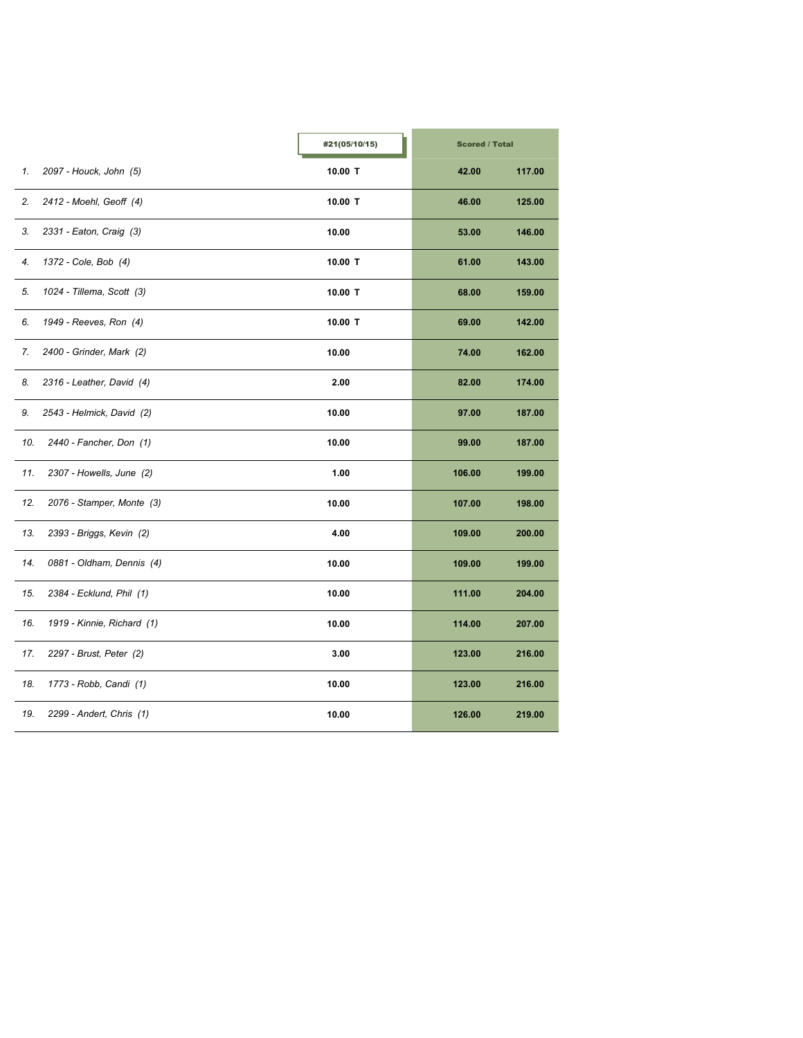| | | #21(05/10/15) | Scored / Total | |
|---|---|---|---|---|
| 1. | 2097 - Houck, John (5) | 10.00 T | 42.00 | 117.00 |
| 2. | 2412 - Moehl, Geoff (4) | 10.00 T | 46.00 | 125.00 |
| 3. | 2331 - Eaton, Craig (3) | 10.00 | 53.00 | 146.00 |
| 4. | 1372 - Cole, Bob (4) | 10.00 T | 61.00 | 143.00 |
| 5. | 1024 - Tillema, Scott (3) | 10.00 T | 68.00 | 159.00 |
| 6. | 1949 - Reeves, Ron (4) | 10.00 T | 69.00 | 142.00 |
| 7. | 2400 - Grinder, Mark (2) | 10.00 | 74.00 | 162.00 |
| 8. | 2316 - Leather, David (4) | 2.00 | 82.00 | 174.00 |
| 9. | 2543 - Helmick, David (2) | 10.00 | 97.00 | 187.00 |
| 10. | 2440 - Fancher, Don (1) | 10.00 | 99.00 | 187.00 |
| 11. | 2307 - Howells, June (2) | 1.00 | 106.00 | 199.00 |
| 12. | 2076 - Stamper, Monte (3) | 10.00 | 107.00 | 198.00 |
| 13. | 2393 - Briggs, Kevin (2) | 4.00 | 109.00 | 200.00 |
| 14. | 0881 - Oldham, Dennis (4) | 10.00 | 109.00 | 199.00 |
| 15. | 2384 - Ecklund, Phil (1) | 10.00 | 111.00 | 204.00 |
| 16. | 1919 - Kinnie, Richard (1) | 10.00 | 114.00 | 207.00 |
| 17. | 2297 - Brust, Peter (2) | 3.00 | 123.00 | 216.00 |
| 18. | 1773 - Robb, Candi (1) | 10.00 | 123.00 | 216.00 |
| 19. | 2299 - Andert, Chris (1) | 10.00 | 126.00 | 219.00 |